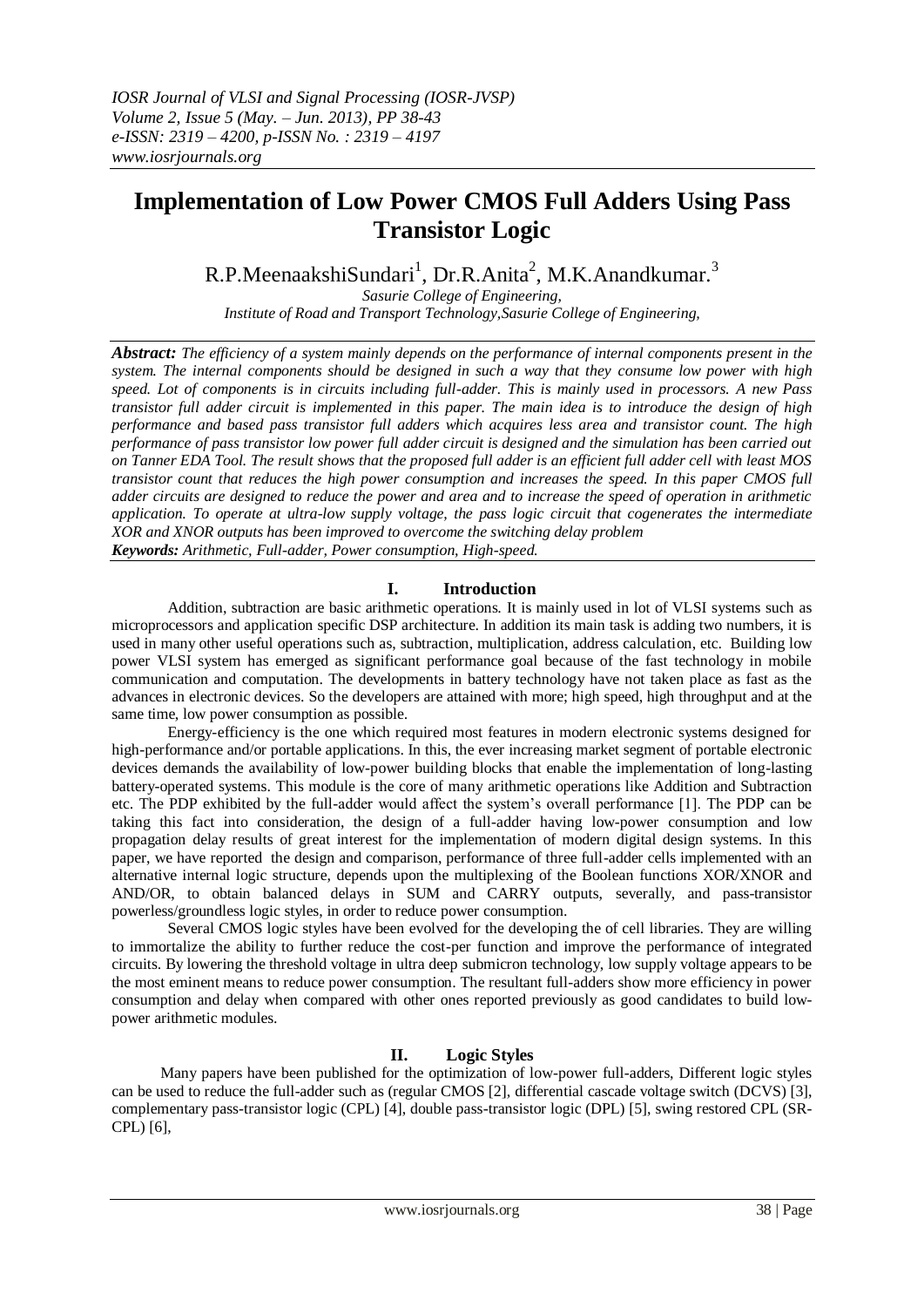# Implementation of Low Power CMOS Full Adders Using Pass Transistor Logic

R.P.MeenaakshiSundari[1], Dr.R.Anita[2], M.K.Anandkumar.[3]

*Sasurie College of Engineering,*
*Institute of Road and Transport Technology,Sasurie College of Engineering,*

***Abstract:*** *The efficiency of a system mainly depends on the performance of internal components present in the system. The internal components should be designed in such a way that they consume low power with high speed. Lot of components is in circuits including full-adder. This is mainly used in processors. A new Pass transistor full adder circuit is implemented in this paper. The main idea is to introduce the design of high performance and based pass transistor full adders which acquires less area and transistor count. The high performance of pass transistor low power full adder circuit is designed and the simulation has been carried out on Tanner EDA Tool. The result shows that the proposed full adder is an efficient full adder cell with least MOS transistor count that reduces the high power consumption and increases the speed. In this paper CMOS full adder circuits are designed to reduce the power and area and to increase the speed of operation in arithmetic application. To operate at ultra-low supply voltage, the pass logic circuit that cogenerates the intermediate XOR and XNOR outputs has been improved to overcome the switching delay problem*

***Keywords:*** *Arithmetic, Full-adder, Power consumption, High-speed.*

## I. Introduction

Addition, subtraction are basic arithmetic operations. It is mainly used in lot of VLSI systems such as microprocessors and application specific DSP architecture. In addition its main task is adding two numbers, it is used in many other useful operations such as, subtraction, multiplication, address calculation, etc. Building low power VLSI system has emerged as significant performance goal because of the fast technology in mobile communication and computation. The developments in battery technology have not taken place as fast as the advances in electronic devices. So the developers are attained with more; high speed, high throughput and at the same time, low power consumption as possible.

Energy-efficiency is the one which required most features in modern electronic systems designed for high-performance and/or portable applications. In this, the ever increasing market segment of portable electronic devices demands the availability of low-power building blocks that enable the implementation of long-lasting battery-operated systems. This module is the core of many arithmetic operations like Addition and Subtraction etc. The PDP exhibited by the full-adder would affect the system's overall performance [1]. The PDP can be taking this fact into consideration, the design of a full-adder having low-power consumption and low propagation delay results of great interest for the implementation of modern digital design systems. In this paper, we have reported the design and comparison, performance of three full-adder cells implemented with an alternative internal logic structure, depends upon the multiplexing of the Boolean functions XOR/XNOR and AND/OR, to obtain balanced delays in SUM and CARRY outputs, severally, and pass-transistor powerless/groundless logic styles, in order to reduce power consumption.

Several CMOS logic styles have been evolved for the developing the of cell libraries. They are willing to immortalize the ability to further reduce the cost-per function and improve the performance of integrated circuits. By lowering the threshold voltage in ultra deep submicron technology, low supply voltage appears to be the most eminent means to reduce power consumption. The resultant full-adders show more efficiency in power consumption and delay when compared with other ones reported previously as good candidates to build low-power arithmetic modules.

## II. Logic Styles

Many papers have been published for the optimization of low-power full-adders, Different logic styles can be used to reduce the full-adder such as (regular CMOS [2], differential cascade voltage switch (DCVS) [3], complementary pass-transistor logic (CPL) [4], double pass-transistor logic (DPL) [5], swing restored CPL (SR-CPL) [6],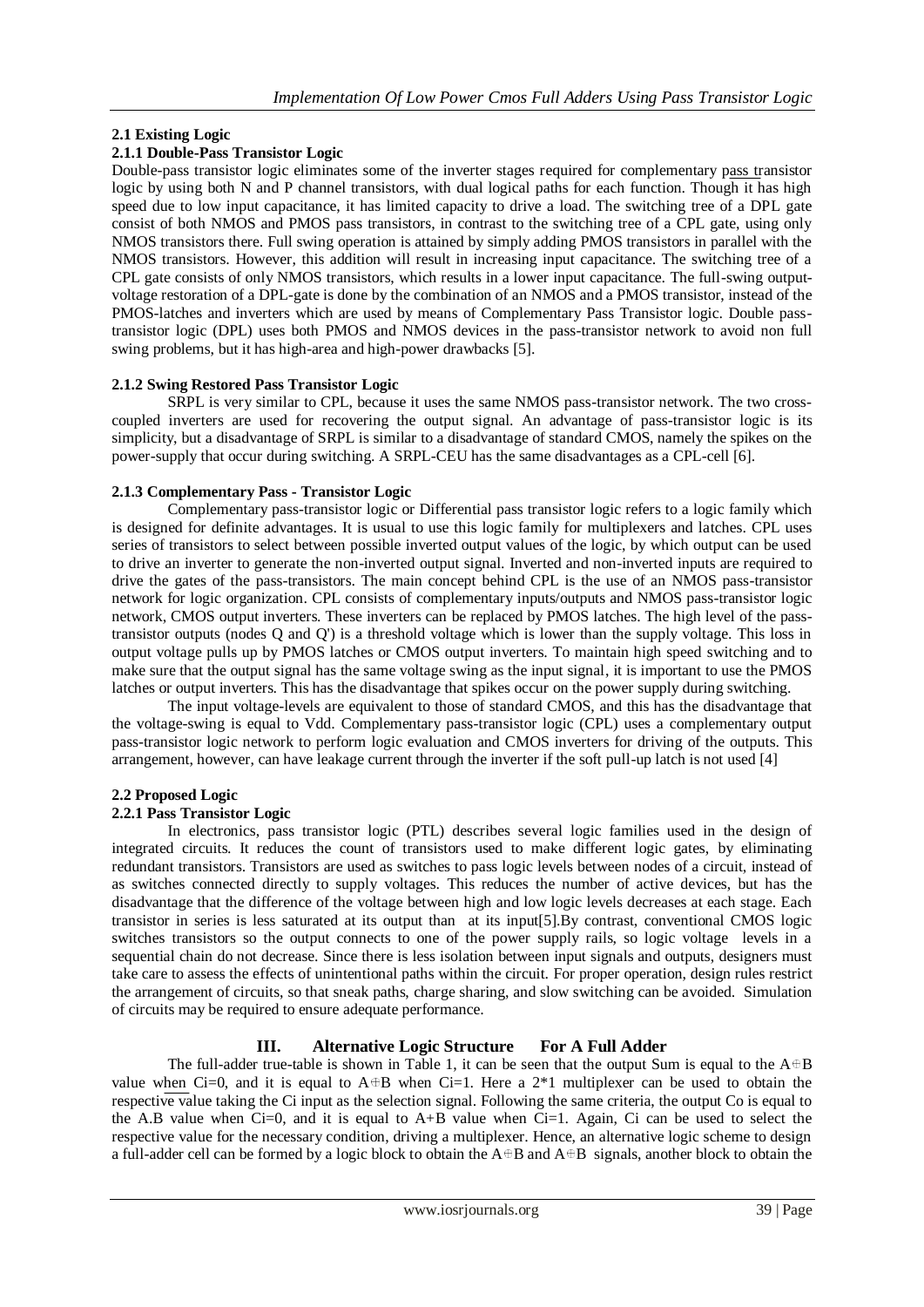### 2.1 Existing Logic

#### 2.1.1 Double-Pass Transistor Logic

Double-pass transistor logic eliminates some of the inverter stages required for complementary pass transistor logic by using both N and P channel transistors, with dual logical paths for each function. Though it has high speed due to low input capacitance, it has limited capacity to drive a load. The switching tree of a DPL gate consist of both NMOS and PMOS pass transistors, in contrast to the switching tree of a CPL gate, using only NMOS transistors there. Full swing operation is attained by simply adding PMOS transistors in parallel with the NMOS transistors. However, this addition will result in increasing input capacitance. The switching tree of a CPL gate consists of only NMOS transistors, which results in a lower input capacitance. The full-swing output-voltage restoration of a DPL-gate is done by the combination of an NMOS and a PMOS transistor, instead of the PMOS-latches and inverters which are used by means of Complementary Pass Transistor logic. Double pass-transistor logic (DPL) uses both PMOS and NMOS devices in the pass-transistor network to avoid non full swing problems, but it has high-area and high-power drawbacks [5].

#### 2.1.2 Swing Restored Pass Transistor Logic

SRPL is very similar to CPL, because it uses the same NMOS pass-transistor network. The two cross-coupled inverters are used for recovering the output signal. An advantage of pass-transistor logic is its simplicity, but a disadvantage of SRPL is similar to a disadvantage of standard CMOS, namely the spikes on the power-supply that occur during switching. A SRPL-CEU has the same disadvantages as a CPL-cell [6].

#### 2.1.3 Complementary Pass - Transistor Logic

Complementary pass-transistor logic or Differential pass transistor logic refers to a logic family which is designed for definite advantages. It is usual to use this logic family for multiplexers and latches. CPL uses series of transistors to select between possible inverted output values of the logic, by which output can be used to drive an inverter to generate the non-inverted output signal. Inverted and non-inverted inputs are required to drive the gates of the pass-transistors. The main concept behind CPL is the use of an NMOS pass-transistor network for logic organization. CPL consists of complementary inputs/outputs and NMOS pass-transistor logic network, CMOS output inverters. These inverters can be replaced by PMOS latches. The high level of the pass-transistor outputs (nodes Q and Q') is a threshold voltage which is lower than the supply voltage. This loss in output voltage pulls up by PMOS latches or CMOS output inverters. To maintain high speed switching and to make sure that the output signal has the same voltage swing as the input signal, it is important to use the PMOS latches or output inverters. This has the disadvantage that spikes occur on the power supply during switching.

The input voltage-levels are equivalent to those of standard CMOS, and this has the disadvantage that the voltage-swing is equal to Vdd. Complementary pass-transistor logic (CPL) uses a complementary output pass-transistor logic network to perform logic evaluation and CMOS inverters for driving of the outputs. This arrangement, however, can have leakage current through the inverter if the soft pull-up latch is not used [4]

### 2.2 Proposed Logic

#### 2.2.1 Pass Transistor Logic

In electronics, pass transistor logic (PTL) describes several logic families used in the design of integrated circuits. It reduces the count of transistors used to make different logic gates, by eliminating redundant transistors. Transistors are used as switches to pass logic levels between nodes of a circuit, instead of as switches connected directly to supply voltages. This reduces the number of active devices, but has the disadvantage that the difference of the voltage between high and low logic levels decreases at each stage. Each transistor in series is less saturated at its output than at its input[5].By contrast, conventional CMOS logic switches transistors so the output connects to one of the power supply rails, so logic voltage levels in a sequential chain do not decrease. Since there is less isolation between input signals and outputs, designers must take care to assess the effects of unintentional paths within the circuit. For proper operation, design rules restrict the arrangement of circuits, so that sneak paths, charge sharing, and slow switching can be avoided. Simulation of circuits may be required to ensure adequate performance.

## III. Alternative Logic Structure For A Full Adder

The full-adder true-table is shown in Table 1, it can be seen that the output Sum is equal to the $A \oplus B$ value when Ci=0, and it is equal to $\overline{A \oplus B}$ when Ci=1. Here a 2*1 multiplexer can be used to obtain the respective value taking the Ci input as the selection signal. Following the same criteria, the output Co is equal to the A.B value when Ci=0, and it is equal to A+B value when Ci=1. Again, Ci can be used to select the respective value for the necessary condition, driving a multiplexer. Hence, an alternative logic scheme to design a full-adder cell can be formed by a logic block to obtain the $A \oplus B$ and $\overline{A \oplus B}$ signals, another block to obtain the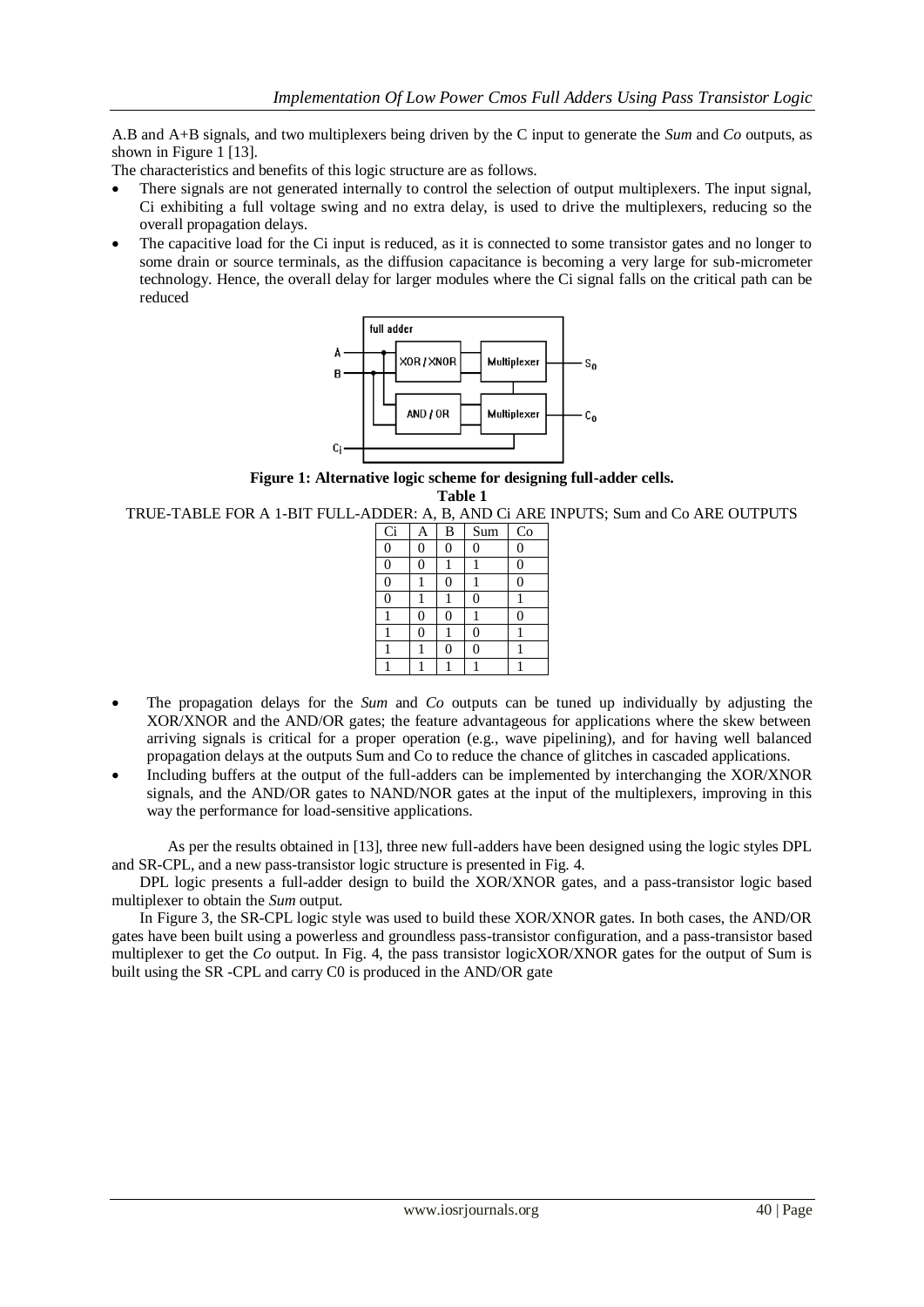A.B and A+B signals, and two multiplexers being driven by the C input to generate the *Sum* and *Co* outputs, as shown in Figure 1 [13].

The characteristics and benefits of this logic structure are as follows.

- There signals are not generated internally to control the selection of output multiplexers. The input signal, Ci exhibiting a full voltage swing and no extra delay, is used to drive the multiplexers, reducing so the overall propagation delays.
- The capacitive load for the Ci input is reduced, as it is connected to some transistor gates and no longer to some drain or source terminals, as the diffusion capacitance is becoming a very large for sub-micrometer technology. Hence, the overall delay for larger modules where the Ci signal falls on the critical path can be reduced

**Figure 1: Alternative logic scheme for designing full-adder cells.**

**Table 1**

TRUE-TABLE FOR A 1-BIT FULL-ADDER: A, B, AND Ci ARE INPUTS; Sum and Co ARE OUTPUTS

| Ci | A | B | Sum | Co |
|---|---|---|---|---|
| 0 | 0 | 0 | 0 | 0 |
| 0 | 0 | 1 | 1 | 0 |
| 0 | 1 | 0 | 1 | 0 |
| 0 | 1 | 1 | 0 | 1 |
| 1 | 0 | 0 | 1 | 0 |
| 1 | 0 | 1 | 0 | 1 |
| 1 | 1 | 0 | 0 | 1 |
| 1 | 1 | 1 | 1 | 1 |

- The propagation delays for the *Sum* and *Co* outputs can be tuned up individually by adjusting the XOR/XNOR and the AND/OR gates; the feature advantageous for applications where the skew between arriving signals is critical for a proper operation (e.g., wave pipelining), and for having well balanced propagation delays at the outputs Sum and Co to reduce the chance of glitches in cascaded applications.
- Including buffers at the output of the full-adders can be implemented by interchanging the XOR/XNOR signals, and the AND/OR gates to NAND/NOR gates at the input of the multiplexers, improving in this way the performance for load-sensitive applications.

As per the results obtained in [13], three new full-adders have been designed using the logic styles DPL and SR-CPL, and a new pass-transistor logic structure is presented in Fig. 4.

DPL logic presents a full-adder design to build the XOR/XNOR gates, and a pass-transistor logic based multiplexer to obtain the *Sum* output.

In Figure 3, the SR-CPL logic style was used to build these XOR/XNOR gates. In both cases, the AND/OR gates have been built using a powerless and groundless pass-transistor configuration, and a pass-transistor based multiplexer to get the *Co* output. In Fig. 4, the pass transistor logicXOR/XNOR gates for the output of Sum is built using the SR -CPL and carry C0 is produced in the AND/OR gate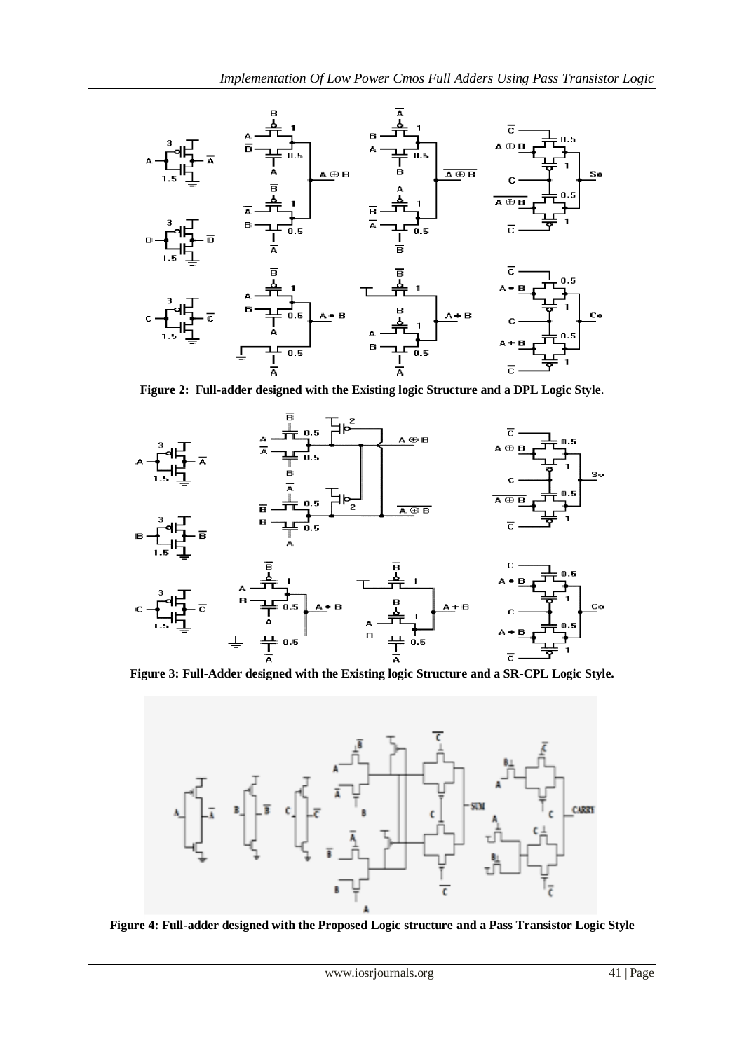**Figure 2: Full-adder designed with the Existing logic Structure and a DPL Logic Style**.

**Figure 3: Full-Adder designed with the Existing logic Structure and a SR-CPL Logic Style.**

**Figure 4: Full-adder designed with the Proposed Logic structure and a Pass Transistor Logic Style**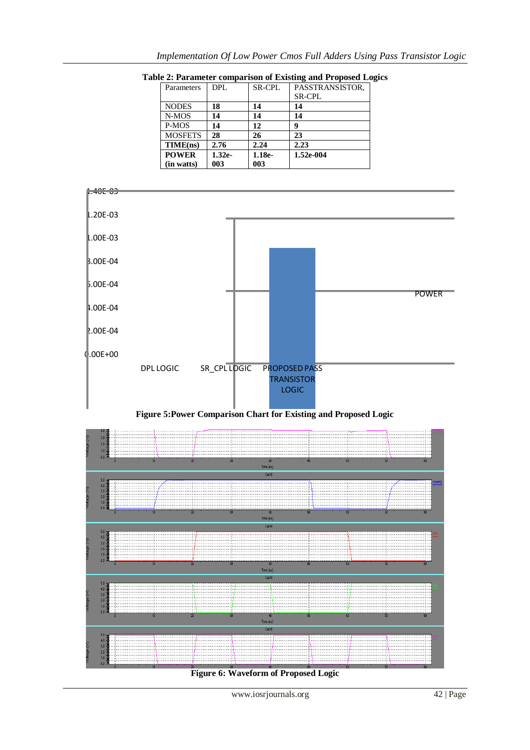**Table 2: Parameter comparison of Existing and Proposed Logics**

| Parameters | DPL | SR-CPL | PASSTRANSISTOR, SR-CPL |
|---|---|---|---|
| NODES | **18** | **14** | **14** |
| N-MOS | **14** | **14** | **14** |
| P-MOS | **14** | **12** | **9** |
| MOSFETS | **28** | **26** | **23** |
| **TIME(ns)** | **2.76** | **2.24** | **2.23** |
| **POWER (in watts)** | **1.32e-003** | **1.18e-003** | **1.52e-004** |

**Figure 5:Power Comparison Chart for Existing and Proposed Logic**

**Figure 6: Waveform of Proposed Logic**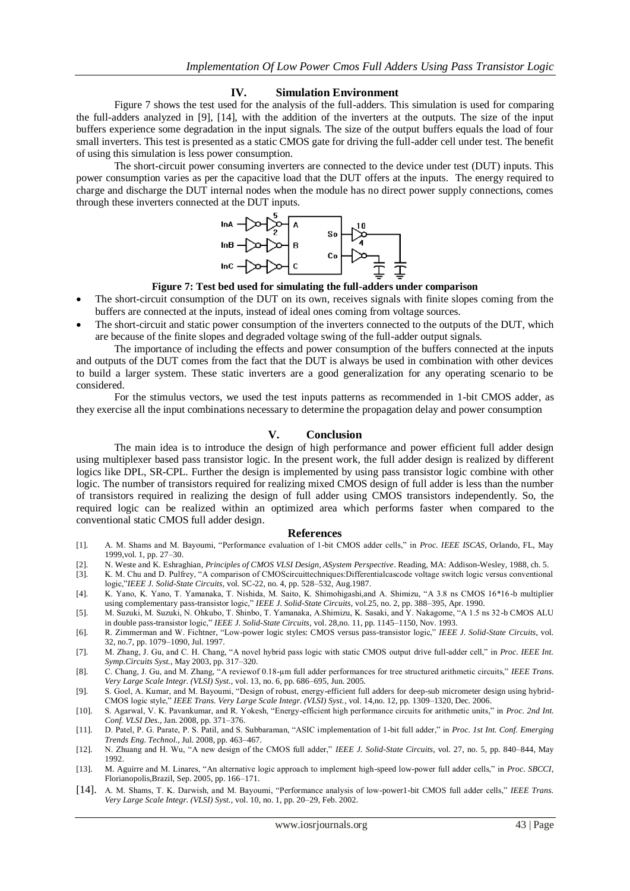## IV. Simulation Environment

Figure 7 shows the test used for the analysis of the full-adders. This simulation is used for comparing the full-adders analyzed in [9], [14], with the addition of the inverters at the outputs. The size of the input buffers experience some degradation in the input signals. The size of the output buffers equals the load of four small inverters. This test is presented as a static CMOS gate for driving the full-adder cell under test. The benefit of using this simulation is less power consumption.

The short-circuit power consuming inverters are connected to the device under test (DUT) inputs. This power consumption varies as per the capacitive load that the DUT offers at the inputs. The energy required to charge and discharge the DUT internal nodes when the module has no direct power supply connections, comes through these inverters connected at the DUT inputs.

InA
InB
InC
5
2
A
B
C
So
Co
10
4

**Figure 7: Test bed used for simulating the full-adders under comparison**

- The short-circuit consumption of the DUT on its own, receives signals with finite slopes coming from the buffers are connected at the inputs, instead of ideal ones coming from voltage sources.
- The short-circuit and static power consumption of the inverters connected to the outputs of the DUT, which are because of the finite slopes and degraded voltage swing of the full-adder output signals.

The importance of including the effects and power consumption of the buffers connected at the inputs and outputs of the DUT comes from the fact that the DUT is always be used in combination with other devices to build a larger system. These static inverters are a good generalization for any operating scenario to be considered.

For the stimulus vectors, we used the test inputs patterns as recommended in 1-bit CMOS adder, as they exercise all the input combinations necessary to determine the propagation delay and power consumption

## V. Conclusion

The main idea is to introduce the design of high performance and power efficient full adder design using multiplexer based pass transistor logic. In the present work, the full adder design is realized by different logics like DPL, SR-CPL. Further the design is implemented by using pass transistor logic combine with other logic. The number of transistors required for realizing mixed CMOS design of full adder is less than the number of transistors required in realizing the design of full adder using CMOS transistors independently. So, the required logic can be realized within an optimized area which performs faster when compared to the conventional static CMOS full adder design.

## References

[1]. A. M. Shams and M. Bayoumi, "Performance evaluation of 1-bit CMOS adder cells," in *Proc. IEEE ISCAS*, Orlando, FL, May 1999,vol. 1, pp. 27–30.

[2]. N. Weste and K. Eshraghian, *Principles of CMOS VLSI Design, ASystem Perspective*. Reading, MA: Addison-Wesley, 1988, ch. 5.

[3]. K. M. Chu and D. Pulfrey, "A comparison of CMOScircuittechniques:Differentialcascode voltage switch logic versus conventional logic,"*IEEE J. Solid-State Circuits*, vol. SC-22, no. 4, pp. 528–532, Aug.1987.

[4]. K. Yano, K. Yano, T. Yamanaka, T. Nishida, M. Saito, K. Shimohigashi,and A. Shimizu, "A 3.8 ns CMOS 16*16-b multiplier using complementary pass-transistor logic," *IEEE J. Solid-State Circuits*, vol.25, no. 2, pp. 388–395, Apr. 1990.

[5]. M. Suzuki, M. Suzuki, N. Ohkubo, T. Shinbo, T. Yamanaka, A.Shimizu, K. Sasaki, and Y. Nakagome, "A 1.5 ns 32-b CMOS ALU in double pass-transistor logic," *IEEE J. Solid-State Circuits*, vol. 28,no. 11, pp. 1145–1150, Nov. 1993.

[6]. R. Zimmerman and W. Fichtner, "Low-power logic styles: CMOS versus pass-transistor logic," *IEEE J. Solid-State Circuits*, vol. 32, no.7, pp. 1079–1090, Jul. 1997.

[7]. M. Zhang, J. Gu, and C. H. Chang, "A novel hybrid pass logic with static CMOS output drive full-adder cell," in *Proc. IEEE Int. Symp.Circuits Syst.*, May 2003, pp. 317–320.

[8]. C. Chang, J. Gu, and M. Zhang, "A reviewof 0.18-μm full adder performances for tree structured arithmetic circuits," *IEEE Trans. Very Large Scale Integr. (VLSI) Syst.*, vol. 13, no. 6, pp. 686–695, Jun. 2005.

[9]. S. Goel, A. Kumar, and M. Bayoumi, "Design of robust, energy-efficient full adders for deep-sub micrometer design using hybrid-CMOS logic style," *IEEE Trans. Very Large Scale Integr. (VLSI) Syst.*, vol. 14,no. 12, pp. 1309–1320, Dec. 2006.

[10]. S. Agarwal, V. K. Pavankumar, and R. Yokesh, "Energy-efficient high performance circuits for arithmetic units," in *Proc. 2nd Int. Conf. VLSI Des.*, Jan. 2008, pp. 371–376.

[11]. D. Patel, P. G. Parate, P. S. Patil, and S. Subbaraman, "ASIC implementation of 1-bit full adder," in *Proc. 1st Int. Conf. Emerging Trends Eng. Technol.*, Jul. 2008, pp. 463–467.

[12]. N. Zhuang and H. Wu, "A new design of the CMOS full adder," *IEEE J. Solid-State Circuits*, vol. 27, no. 5, pp. 840–844, May 1992.

[13]. M. Aguirre and M. Linares, "An alternative logic approach to implement high-speed low-power full adder cells," in *Proc. SBCCI*, Florianopolis,Brazil, Sep. 2005, pp. 166–171.

[14]. A. M. Shams, T. K. Darwish, and M. Bayoumi, "Performance analysis of low-power1-bit CMOS full adder cells," *IEEE Trans. Very Large Scale Integr. (VLSI) Syst.*, vol. 10, no. 1, pp. 20–29, Feb. 2002.